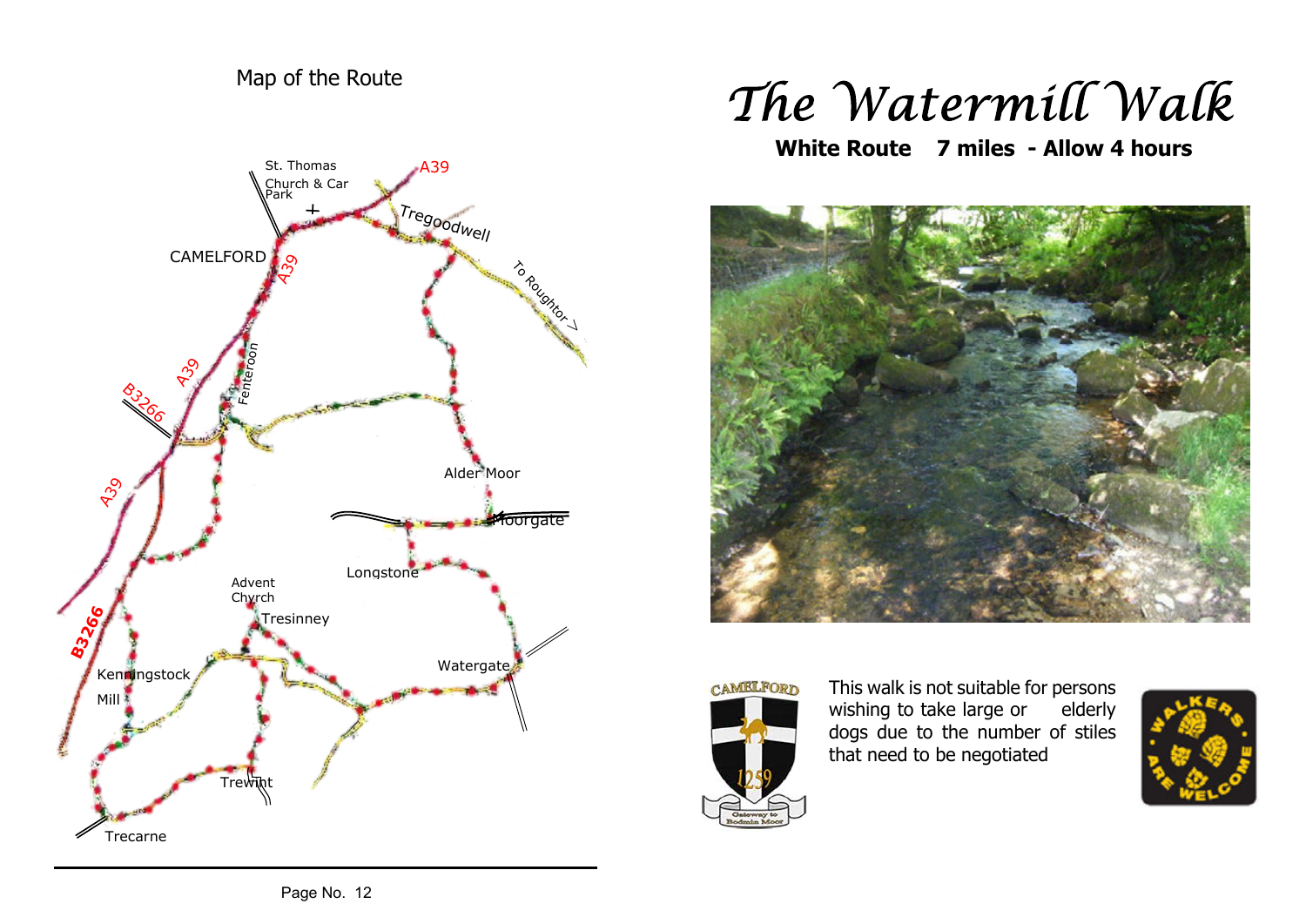Map of the Route

St. Thomas Church & Car Park

A39

Tregoodwell

CAMELFORD

To Roughtor

Fenteroon

B3266

Alder Moor

Moorgate

Longstone

Advent Church

Tresinney

Kenningstock Mill

Watergate

Trewint

Trecarne

# The Watermill Walk

**White Route 7 miles - Allow 4 hours**

This walk is not suitable for persons wishing to take large or elderly dogs due to the number of stiles that need to be negotiated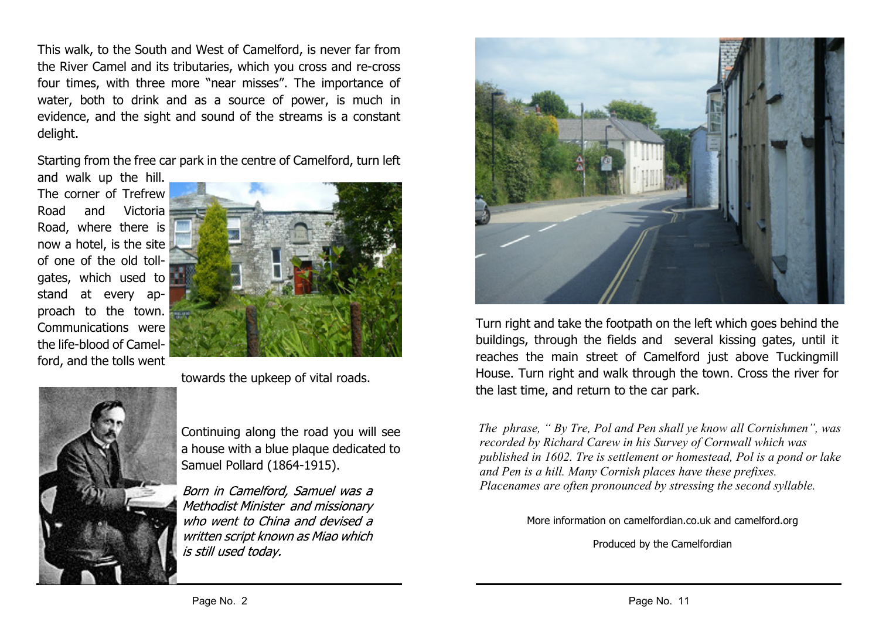This walk, to the South and West of Camelford, is never far from the River Camel and its tributaries, which you cross and re-cross four times, with three more "near misses". The importance of water, both to drink and as a source of power, is much in evidence, and the sight and sound of the streams is a constant delight.

Starting from the free car park in the centre of Camelford, turn left and walk up the hill. The corner of Trefrew Road and Victoria Road, where there is now a hotel, is the site of one of the old toll-gates, which used to stand at every approach to the town. Communications were the life-blood of Camelford, and the tolls went towards the upkeep of vital roads.

Continuing along the road you will see a house with a blue plaque dedicated to Samuel Pollard (1864-1915).

*Born in Camelford, Samuel was a Methodist Minister and missionary who went to China and devised a written script known as Miao which is still used today.*

Turn right and take the footpath on the left which goes behind the buildings, through the fields and several kissing gates, until it reaches the main street of Camelford just above Tuckingmill House. Turn right and walk through the town. Cross the river for the last time, and return to the car park.

*The phrase, " By Tre, Pol and Pen shall ye know all Cornishmen", was recorded by Richard Carew in his Survey of Cornwall which was published in 1602. Tre is settlement or homestead, Pol is a pond or lake and Pen is a hill. Many Cornish places have these prefixes. Placenames are often pronounced by stressing the second syllable.*

More information on camelfordian.co.uk and camelford.org

Produced by the Camelfordian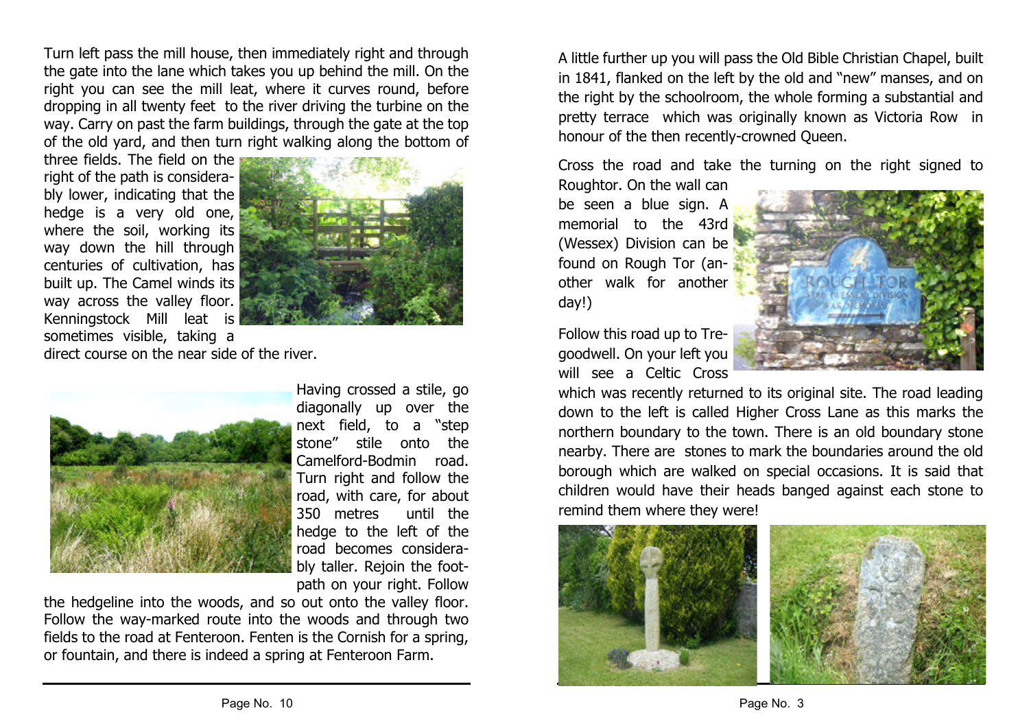Turn left pass the mill house, then immediately right and through the gate into the lane which takes you up behind the mill. On the right you can see the mill leat, where it curves round, before dropping in all twenty feet to the river driving the turbine on the way. Carry on past the farm buildings, through the gate at the top of the old yard, and then turn right walking along the bottom of three fields. The field on the right of the path is considerably lower, indicating that the hedge is a very old one, where the soil, working its way down the hill through centuries of cultivation, has built up. The Camel winds its way across the valley floor. Kenningstock Mill leat is sometimes visible, taking a direct course on the near side of the river.

Having crossed a stile, go diagonally up over the next field, to a "step stone" stile onto the Camelford-Bodmin road. Turn right and follow the road, with care, for about 350 metres until the hedge to the left of the road becomes considerably taller. Rejoin the footpath on your right. Follow the hedgeline into the woods, and so out onto the valley floor. Follow the way-marked route into the woods and through two fields to the road at Fenteroon. Fenten is the Cornish for a spring, or fountain, and there is indeed a spring at Fenteroon Farm.

A little further up you will pass the Old Bible Christian Chapel, built in 1841, flanked on the left by the old and "new" manses, and on the right by the schoolroom, the whole forming a substantial and pretty terrace which was originally known as Victoria Row in honour of the then recently-crowned Queen.

Cross the road and take the turning on the right signed to Roughtor. On the wall can be seen a blue sign. A memorial to the 43rd (Wessex) Division can be found on Rough Tor (another walk for another day!)

Follow this road up to Tregoodwell. On your left you will see a Celtic Cross which was recently returned to its original site. The road leading down to the left is called Higher Cross Lane as this marks the northern boundary to the town. There is an old boundary stone nearby. There are stones to mark the boundaries around the old borough which are walked on special occasions. It is said that children would have their heads banged against each stone to remind them where they were!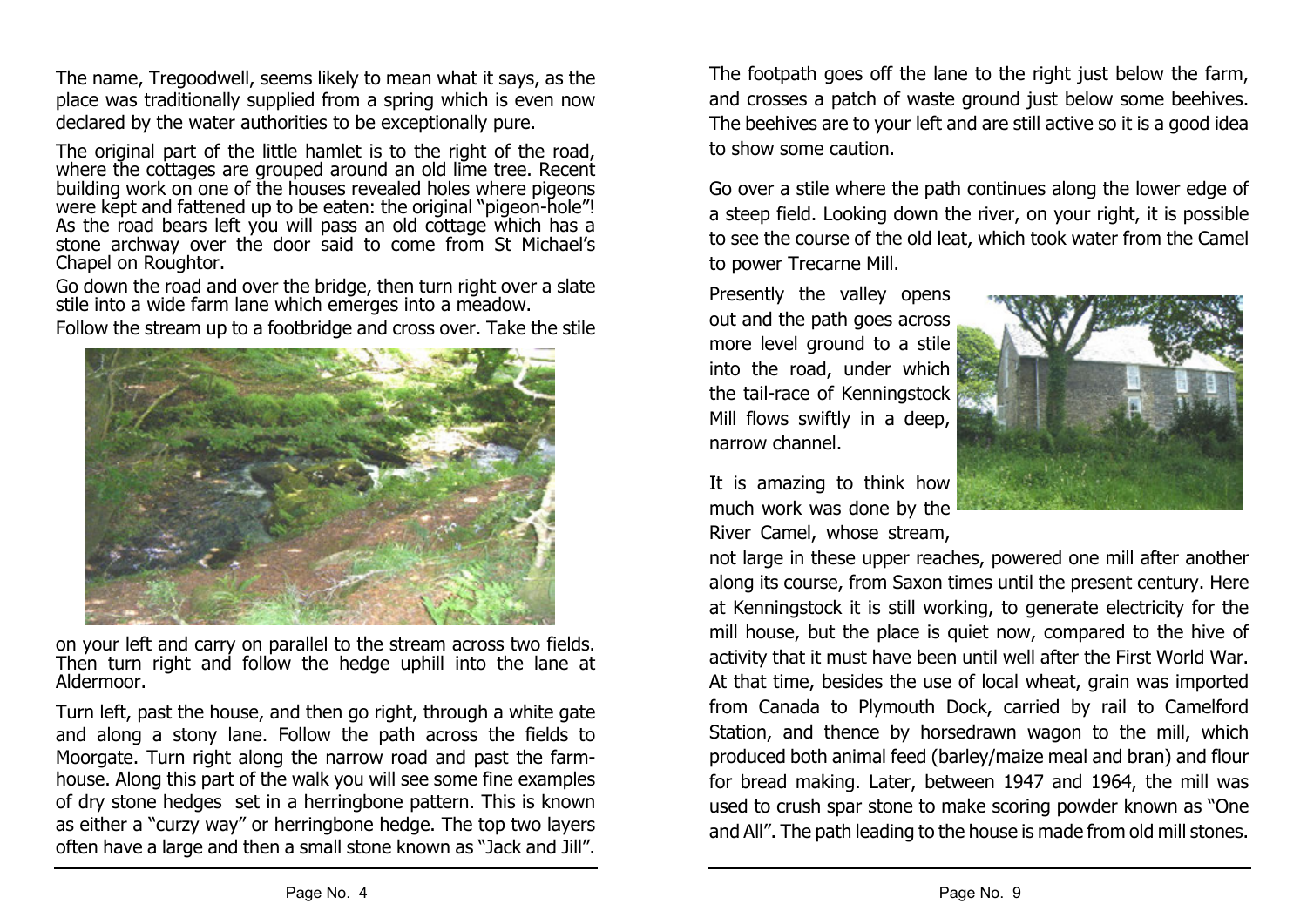The name, Tregoodwell, seems likely to mean what it says, as the place was traditionally supplied from a spring which is even now declared by the water authorities to be exceptionally pure.

The original part of the little hamlet is to the right of the road, where the cottages are grouped around an old lime tree. Recent building work on one of the houses revealed holes where pigeons were kept and fattened up to be eaten: the original "pigeon-hole"! As the road bears left you will pass an old cottage which has a stone archway over the door said to come from St Michael's Chapel on Roughtor.

Go down the road and over the bridge, then turn right over a slate stile into a wide farm lane which emerges into a meadow.

Follow the stream up to a footbridge and cross over. Take the stile on your left and carry on parallel to the stream across two fields. Then turn right and follow the hedge uphill into the lane at Aldermoor.

Turn left, past the house, and then go right, through a white gate and along a stony lane. Follow the path across the fields to Moorgate. Turn right along the narrow road and past the farm-house. Along this part of the walk you will see some fine examples of dry stone hedges set in a herringbone pattern. This is known as either a "curzy way" or herringbone hedge. The top two layers often have a large and then a small stone known as "Jack and Jill".

The footpath goes off the lane to the right just below the farm, and crosses a patch of waste ground just below some beehives. The beehives are to your left and are still active so it is a good idea to show some caution.

Go over a stile where the path continues along the lower edge of a steep field. Looking down the river, on your right, it is possible to see the course of the old leat, which took water from the Camel to power Trecarne Mill.

Presently the valley opens out and the path goes across more level ground to a stile into the road, under which the tail-race of Kenningstock Mill flows swiftly in a deep, narrow channel.

It is amazing to think how much work was done by the River Camel, whose stream, not large in these upper reaches, powered one mill after another along its course, from Saxon times until the present century. Here at Kenningstock it is still working, to generate electricity for the mill house, but the place is quiet now, compared to the hive of activity that it must have been until well after the First World War. At that time, besides the use of local wheat, grain was imported from Canada to Plymouth Dock, carried by rail to Camelford Station, and thence by horsedrawn wagon to the mill, which produced both animal feed (barley/maize meal and bran) and flour for bread making. Later, between 1947 and 1964, the mill was used to crush spar stone to make scoring powder known as "One and All". The path leading to the house is made from old mill stones.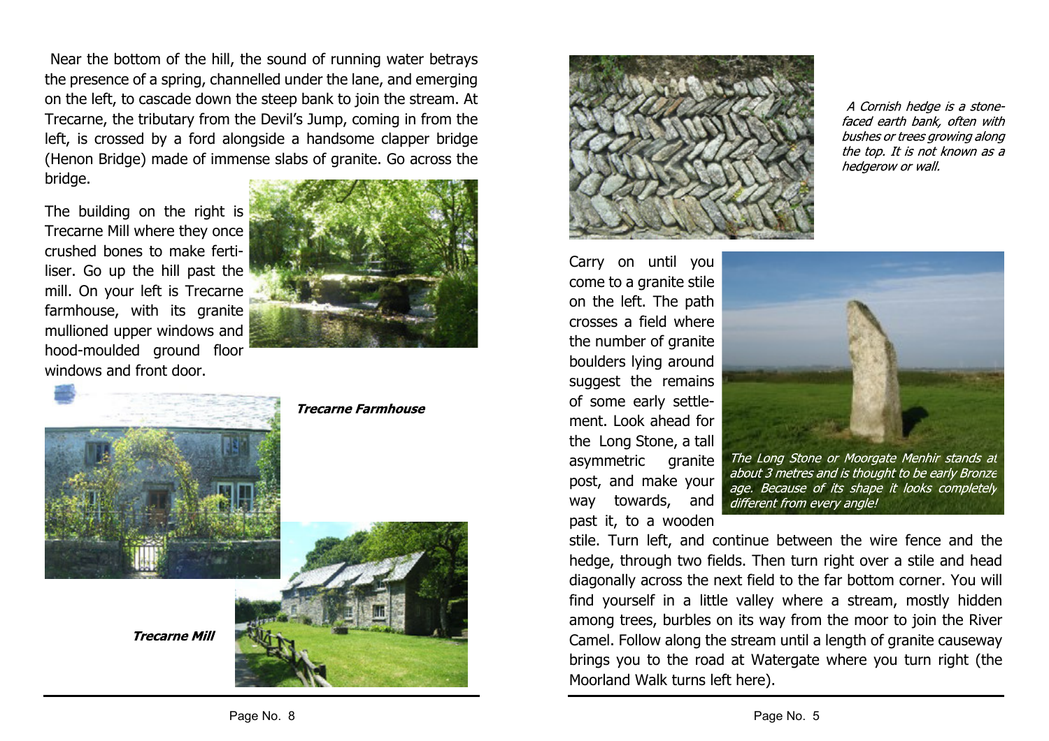Near the bottom of the hill, the sound of running water betrays the presence of a spring, channelled under the lane, and emerging on the left, to cascade down the steep bank to join the stream. At Trecarne, the tributary from the Devil's Jump, coming in from the left, is crossed by a ford alongside a handsome clapper bridge (Henon Bridge) made of immense slabs of granite. Go across the bridge.

The building on the right is Trecarne Mill where they once crushed bones to make fertiliser. Go up the hill past the mill. On your left is Trecarne farmhouse, with its granite mullioned upper windows and hood-moulded ground floor windows and front door.

***Trecarne Farmhouse***

***Trecarne Mill***

*A Cornish hedge is a stone-faced earth bank, often with bushes or trees growing along the top. It is not known as a hedgerow or wall.*

Carry on until you come to a granite stile on the left. The path crosses a field where the number of granite boulders lying around suggest the remains of some early settlement. Look ahead for the Long Stone, a tall asymmetric granite post, and make your way towards, and past it, to a wooden stile. Turn left, and continue between the wire fence and the hedge, through two fields. Then turn right over a stile and head diagonally across the next field to the far bottom corner. You will find yourself in a little valley where a stream, mostly hidden among trees, burbles on its way from the moor to join the River Camel. Follow along the stream until a length of granite causeway brings you to the road at Watergate where you turn right (the Moorland Walk turns left here).

*The Long Stone or Moorgate Menhir stands at about 3 metres and is thought to be early Bronze age. Because of its shape it looks completely different from every angle!*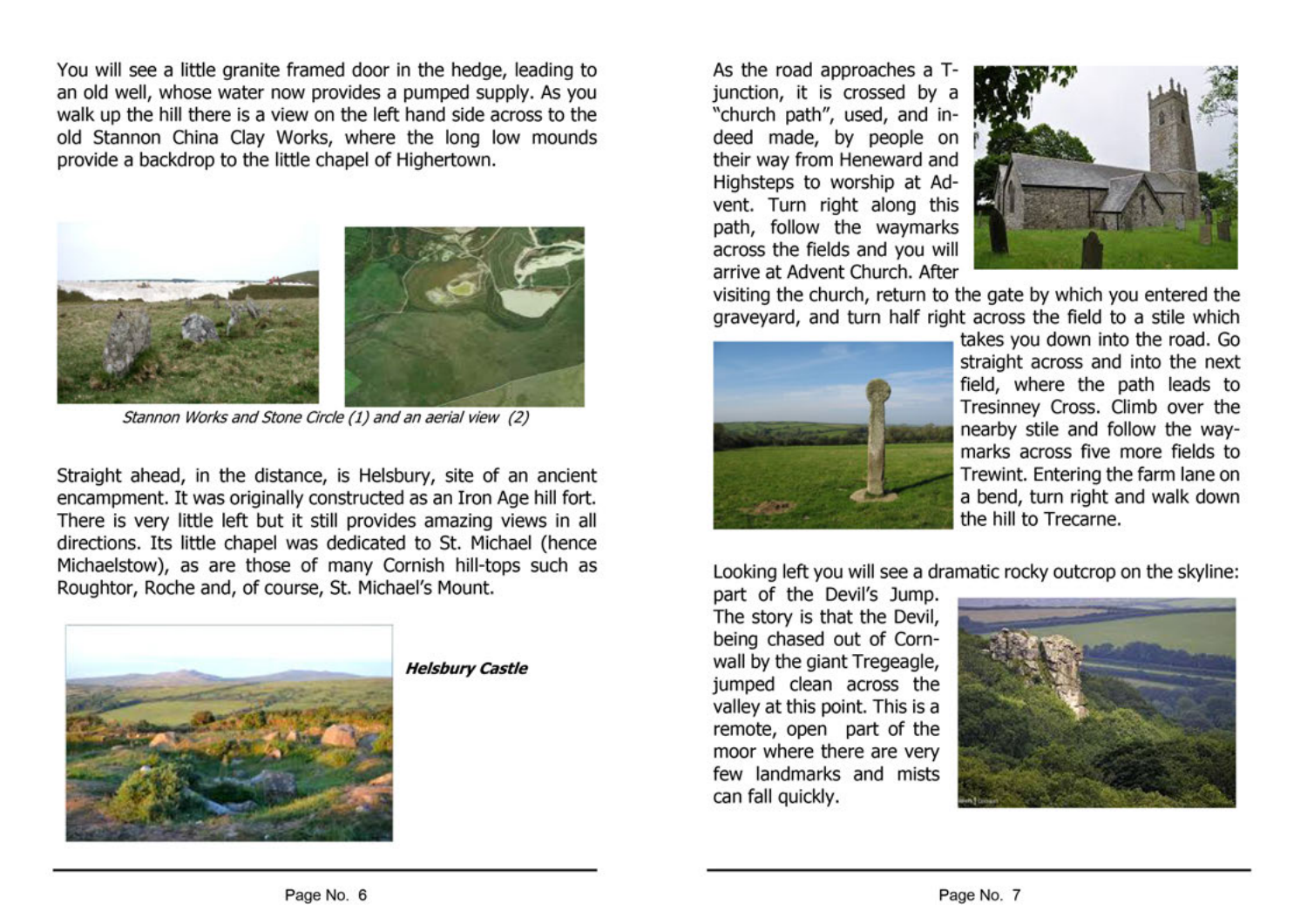You will see a little granite framed door in the hedge, leading to an old well, whose water now provides a pumped supply. As you walk up the hill there is a view on the left hand side across to the old Stannon China Clay Works, where the long low mounds provide a backdrop to the little chapel of Highertown.

*Stannon Works and Stone Circle (1) and an aerial view (2)*

Straight ahead, in the distance, is Helsbury, site of an ancient encampment. It was originally constructed as an Iron Age hill fort. There is very little left but it still provides amazing views in all directions. Its little chapel was dedicated to St. Michael (hence Michaelstow), as are those of many Cornish hill-tops such as Roughtor, Roche and, of course, St. Michael's Mount.

***Helsbury Castle***

As the road approaches a T-junction, it is crossed by a "church path", used, and indeed made, by people on their way from Heneward and Highsteps to worship at Advent. Turn right along this path, follow the waymarks across the fields and you will arrive at Advent Church. After visiting the church, return to the gate by which you entered the graveyard, and turn half right across the field to a stile which takes you down into the road. Go straight across and into the next field, where the path leads to Tresinney Cross. Climb over the nearby stile and follow the waymarks across five more fields to Trewint. Entering the farm lane on a bend, turn right and walk down the hill to Trecarne.

Looking left you will see a dramatic rocky outcrop on the skyline: part of the Devil's Jump. The story is that the Devil, being chased out of Cornwall by the giant Tregeagle, jumped clean across the valley at this point. This is a remote, open part of the moor where there are very few landmarks and mists can fall quickly.